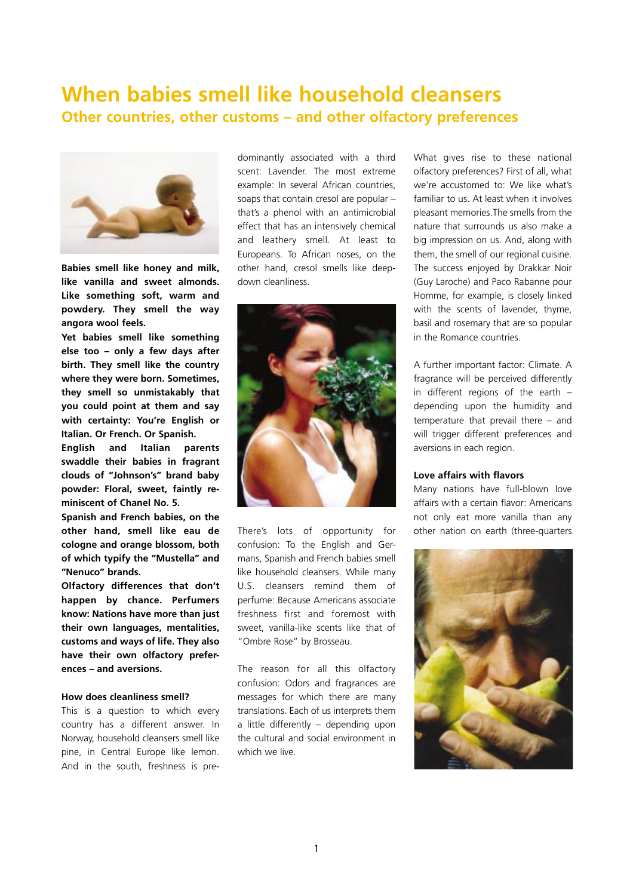# When babies smell like household cleansers

## Other countries, other customs – and other olfactory preferences

**Babies smell like honey and milk, like vanilla and sweet almonds. Like something soft, warm and powdery. They smell the way angora wool feels.**

**Yet babies smell like something else too – only a few days after birth. They smell like the country where they were born. Sometimes, they smell so unmistakably that you could point at them and say with certainty: You're English or Italian. Or French. Or Spanish.**

**English and Italian parents swaddle their babies in fragrant clouds of "Johnson's" brand baby powder: Floral, sweet, faintly reminiscent of Chanel No. 5.**

**Spanish and French babies, on the other hand, smell like eau de cologne and orange blossom, both of which typify the "Mustella" and "Nenuco" brands.**

**Olfactory differences that don't happen by chance. Perfumers know: Nations have more than just their own languages, mentalities, customs and ways of life. They also have their own olfactory preferences – and aversions.**

### How does cleanliness smell?

This is a question to which every country has a different answer. In Norway, household cleansers smell like pine, in Central Europe like lemon. And in the south, freshness is predominantly associated with a third scent: Lavender. The most extreme example: In several African countries, soaps that contain cresol are popular – that's a phenol with an antimicrobial effect that has an intensively chemical and leathery smell. At least to Europeans. To African noses, on the other hand, cresol smells like deep-down cleanliness.

There's lots of opportunity for confusion: To the English and Germans, Spanish and French babies smell like household cleansers. While many U.S. cleansers remind them of perfume: Because Americans associate freshness first and foremost with sweet, vanilla-like scents like that of "Ombre Rose" by Brosseau.

The reason for all this olfactory confusion: Odors and fragrances are messages for which there are many translations. Each of us interprets them a little differently – depending upon the cultural and social environment in which we live.

What gives rise to these national olfactory preferences? First of all, what we're accustomed to: We like what's familiar to us. At least when it involves pleasant memories. The smells from the nature that surrounds us also make a big impression on us. And, along with them, the smell of our regional cuisine. The success enjoyed by Drakkar Noir (Guy Laroche) and Paco Rabanne pour Homme, for example, is closely linked with the scents of lavender, thyme, basil and rosemary that are so popular in the Romance countries.

A further important factor: Climate. A fragrance will be perceived differently in different regions of the earth – depending upon the humidity and temperature that prevail there – and will trigger different preferences and aversions in each region.

### Love affairs with flavors

Many nations have full-blown love affairs with a certain flavor: Americans not only eat more vanilla than any other nation on earth (three-quarters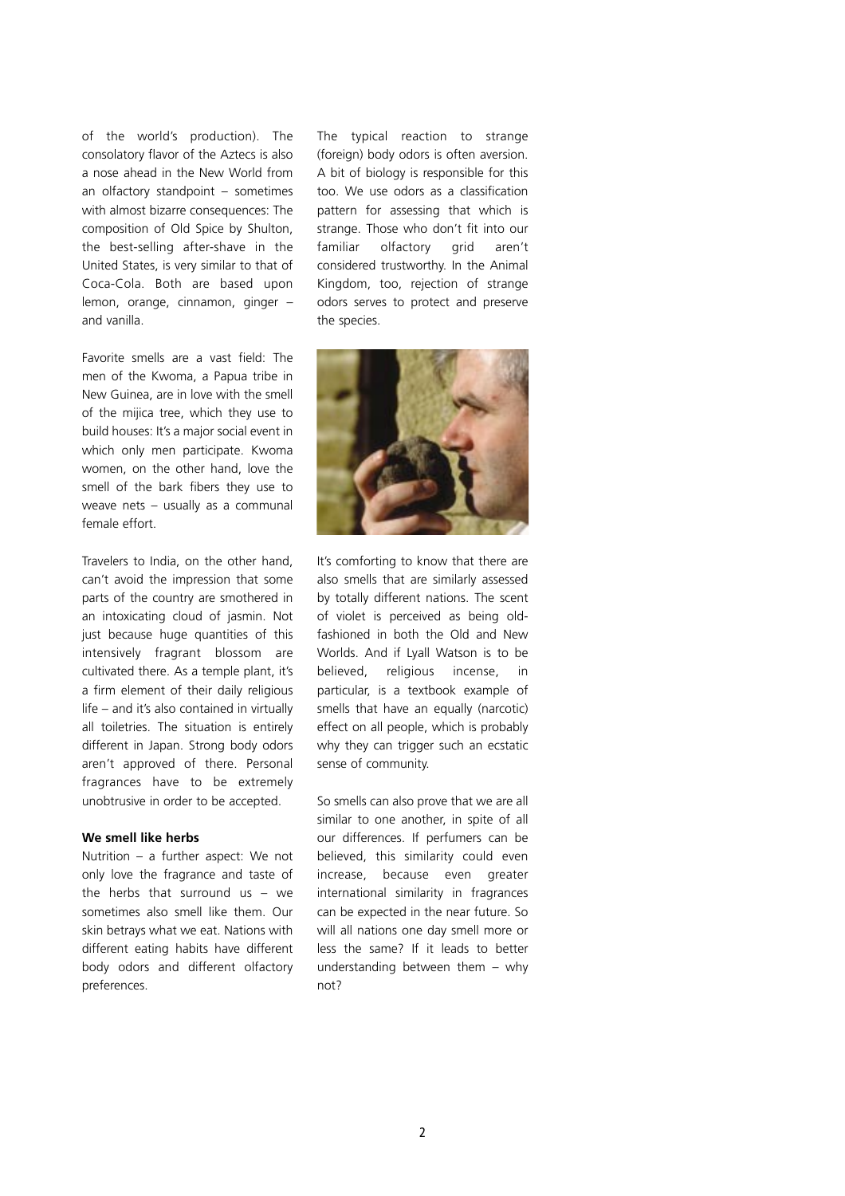of the world's production). The consolatory flavor of the Aztecs is also a nose ahead in the New World from an olfactory standpoint – sometimes with almost bizarre consequences: The composition of Old Spice by Shulton, the best-selling after-shave in the United States, is very similar to that of Coca-Cola. Both are based upon lemon, orange, cinnamon, ginger – and vanilla.

Favorite smells are a vast field: The men of the Kwoma, a Papua tribe in New Guinea, are in love with the smell of the mijica tree, which they use to build houses: It's a major social event in which only men participate. Kwoma women, on the other hand, love the smell of the bark fibers they use to weave nets – usually as a communal female effort.

Travelers to India, on the other hand, can't avoid the impression that some parts of the country are smothered in an intoxicating cloud of jasmin. Not just because huge quantities of this intensively fragrant blossom are cultivated there. As a temple plant, it's a firm element of their daily religious life – and it's also contained in virtually all toiletries. The situation is entirely different in Japan. Strong body odors aren't approved of there. Personal fragrances have to be extremely unobtrusive in order to be accepted.

**We smell like herbs**

Nutrition – a further aspect: We not only love the fragrance and taste of the herbs that surround us – we sometimes also smell like them. Our skin betrays what we eat. Nations with different eating habits have different body odors and different olfactory preferences.

The typical reaction to strange (foreign) body odors is often aversion. A bit of biology is responsible for this too. We use odors as a classification pattern for assessing that which is strange. Those who don't fit into our familiar olfactory grid aren't considered trustworthy. In the Animal Kingdom, too, rejection of strange odors serves to protect and preserve the species.

It's comforting to know that there are also smells that are similarly assessed by totally different nations. The scent of violet is perceived as being old-fashioned in both the Old and New Worlds. And if Lyall Watson is to be believed, religious incense, in particular, is a textbook example of smells that have an equally (narcotic) effect on all people, which is probably why they can trigger such an ecstatic sense of community.

So smells can also prove that we are all similar to one another, in spite of all our differences. If perfumers can be believed, this similarity could even increase, because even greater international similarity in fragrances can be expected in the near future. So will all nations one day smell more or less the same? If it leads to better understanding between them – why not?